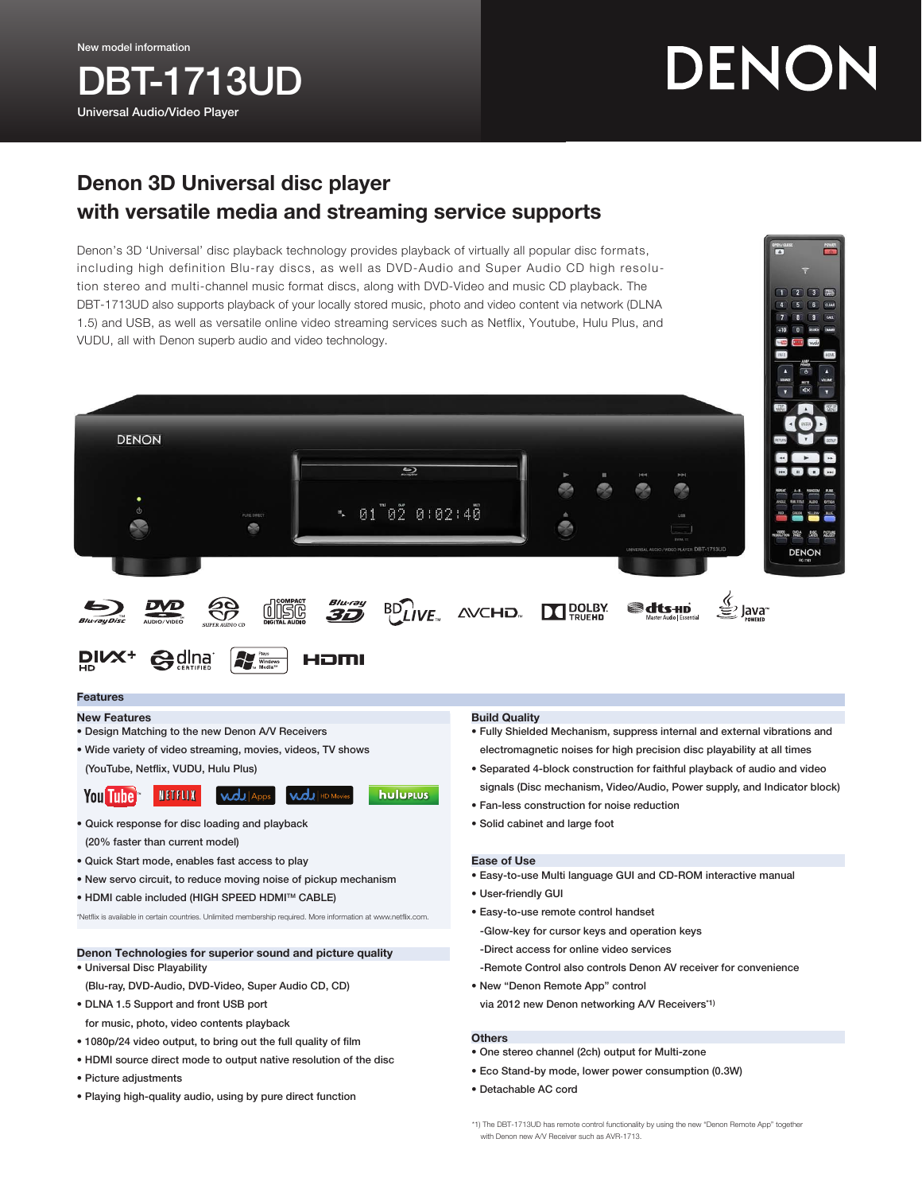New model information

# DBT-1713UD

Universal Audio/Video Player

DENON

## Denon 3D Universal disc player with versatile media and streaming service supports

Denon's 3D 'Universal' disc playback technology provides playback of virtually all popular disc formats, including high definition Blu-ray discs, as well as DVD-Audio and Super Audio CD high resolution stereo and multi-channel music format discs, along with DVD-Video and music CD playback. The DBT-1713UD also supports playback of your locally stored music, photo and video content via network (DLNA 1.5) and USB, as well as versatile online video streaming services such as Netflix, Youtube, Hulu Plus, and VUDU, all with Denon superb audio and video technology.

## Features

### New Features

- Design Matching to the new Denon A/V Receivers
- Wide variety of video streaming, movies, videos, TV shows (YouTube, Netflix, VUDU, Hulu Plus)
- Quick response for disc loading and playback (20% faster than current model)
- Quick Start mode, enables fast access to play
- New servo circuit, to reduce moving noise of pickup mechanism
- HDMI cable included (HIGH SPEED HDMI™ CABLE)

*Netflix is available in certain countries. Unlimited membership required. More information at www.netflix.com.

### Denon Technologies for superior sound and picture quality

- Universal Disc Playability (Blu-ray, DVD-Audio, DVD-Video, Super Audio CD, CD)
- DLNA 1.5 Support and front USB port for music, photo, video contents playback
- 1080p/24 video output, to bring out the full quality of film
- HDMI source direct mode to output native resolution of the disc
- Picture adjustments
- Playing high-quality audio, using by pure direct function

### Build Quality

- Fully Shielded Mechanism, suppress internal and external vibrations and electromagnetic noises for high precision disc playability at all times
- Separated 4-block construction for faithful playback of audio and video signals (Disc mechanism, Video/Audio, Power supply, and Indicator block)
- Fan-less construction for noise reduction
- Solid cabinet and large foot

### Ease of Use

- Easy-to-use Multi language GUI and CD-ROM interactive manual
- User-friendly GUI
- Easy-to-use remote control handset
  - -Glow-key for cursor keys and operation keys
  - -Direct access for online video services
  - -Remote Control also controls Denon AV receiver for convenience
- New "Denon Remote App" control via 2012 new Denon networking A/V Receivers*1)

### Others

- One stereo channel (2ch) output for Multi-zone
- Eco Stand-by mode, lower power consumption (0.3W)
- Detachable AC cord

*1) The DBT-1713UD has remote control functionality by using the new "Denon Remote App" together with Denon new A/V Receiver such as AVR-1713.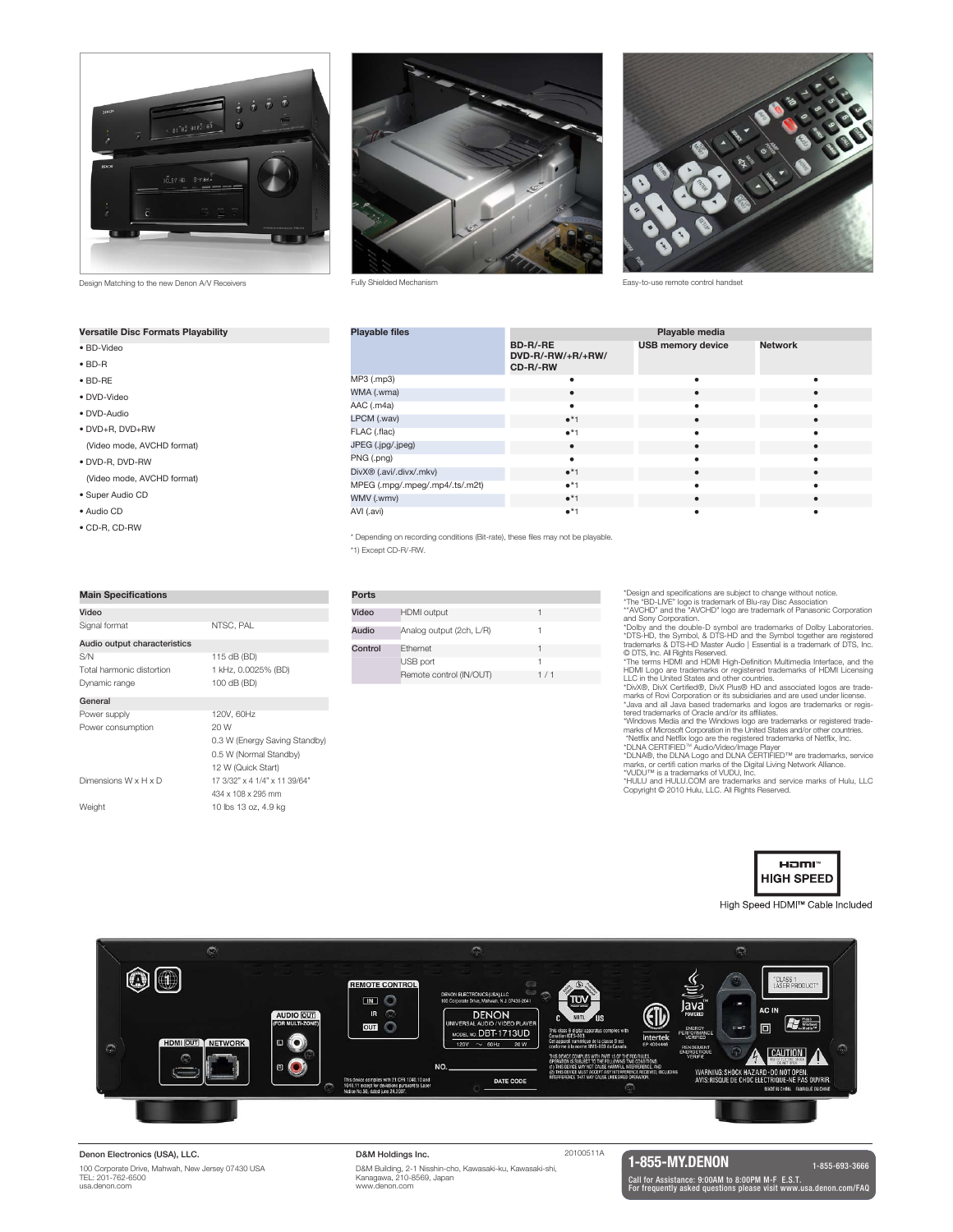Design Matching to the new Denon A/V Receivers

Fully Shielded Mechanism

Easy-to-use remote control handset

**Versatile Disc Formats Playability**

- BD-Video
- BD-R
- BD-RE
- DVD-Video
- DVD-Audio
- DVD+R, DVD+RW
  (Video mode, AVCHD format)
- DVD-R, DVD-RW
  (Video mode, AVCHD format)
- Super Audio CD
- Audio CD
- CD-R, CD-RW

| Playable files | Playable media | | |
|---|---|---|---|
| | BD-R/-RE DVD-R/-RW/+R/+RW/ CD-R/-RW | USB memory device | Network |
| MP3 (.mp3) | • | • | • |
| WMA (.wma) | • | • | • |
| AAC (.m4a) | • | • | • |
| LPCM (.wav) | •*1 | • | • |
| FLAC (.flac) | •*1 | • | • |
| JPEG (.jpg/.jpeg) | • | • | • |
| PNG (.png) | • | • | • |
| DivX® (.avi/.divx/.mkv) | •*1 | • | • |
| MPEG (.mpg/.mpeg/.mp4/.ts/.m2t) | •*1 | • | • |
| WMV (.wmv) | •*1 | • | • |
| AVI (.avi) | •*1 | • | • |

* Depending on recording conditions (Bit-rate), these files may not be playable.
*1) Except CD-R/-RW.

**Main Specifications**

| | |
|---|---|
| **Video** | |
| Signal format | NTSC, PAL |
| **Audio output characteristics** | |
| S/N | 115 dB (BD) |
| Total harmonic distortion | 1 kHz, 0.0025% (BD) |
| Dynamic range | 100 dB (BD) |
| **General** | |
| Power supply | 120V, 60Hz |
| Power consumption | 20 W |
| | 0.3 W (Energy Saving Standby) |
| | 0.5 W (Normal Standby) |
| | 12 W (Quick Start) |
| Dimensions W x H x D | 17 3/32" x 4 1/4" x 11 39/64" |
| | 434 x 108 x 295 mm |
| Weight | 10 lbs 13 oz, 4.9 kg |

**Ports**

| | | |
|---|---|---|
| **Video** | HDMI output | 1 |
| **Audio** | Analog output (2ch, L/R) | 1 |
| **Control** | Ethernet | 1 |
| | USB port | 1 |
| | Remote control (IN/OUT) | 1 / 1 |

*Design and specifications are subject to change without notice.
*The "BD-LIVE" logo is trademark of Blu-ray Disc Association
*"AVCHD" and the "AVCHD" logo are trademark of Panasonic Corporation and Sony Corporation.
*Dolby and the double-D symbol are trademarks of Dolby Laboratories.
*DTS-HD, the Symbol, & DTS-HD and the Symbol together are registered trademarks & DTS-HD Master Audio | Essential is a trademark of DTS, Inc. © DTS, Inc. All Rights Reserved.
*The terms HDMI and HDMI High-Definition Multimedia Interface, and the HDMI Logo are trademarks or registered trademarks of HDMI Licensing LLC in the United States and other countries.
*DivX®, DivX Certified®, DivX Plus® HD and associated logos are trademarks of Rovi Corporation or its subsidiaries and are used under license.
*Java and all Java based trademarks and logos are trademarks or registered trademarks of Oracle and/or its affiliates.
*Windows Media and the Windows logo are trademarks or registered trademarks of Microsoft Corporation in the United States and/or other countries.
*Netflix and Netflix logo are the registered trademarks of Netflix, Inc.
*DLNA CERTIFIED™ Audio/Video/Image Player
*DLNA®, the DLNA Logo and DLNA CERTIFIED™ are trademarks, service marks, or certifi cation marks of the Digital Living Network Alliance.
*VUDU™ is a trademarks of VUDU, Inc.
*HULU and HULU.COM are trademarks and service marks of Hulu, LLC Copyright © 2010 Hulu, LLC. All Rights Reserved.

High Speed HDMI™ Cable Included

**Denon Electronics (USA), LLC.**
100 Corporate Drive, Mahwah, New Jersey 07430 USA
TEL: 201-762-6500
usa.denon.com

**D&M Holdings Inc.**
D&M Building, 2-1 Nisshin-cho, Kawasaki-ku, Kawasaki-shi, Kanagawa, 210-8569, Japan
www.denon.com

20100511A

**1-855-MY.DENON** 1-855-693-3666
Call for Assistance: 9:00AM to 8:00PM M-F E.S.T.
For frequently asked questions please visit www.usa.denon.com/FAQ